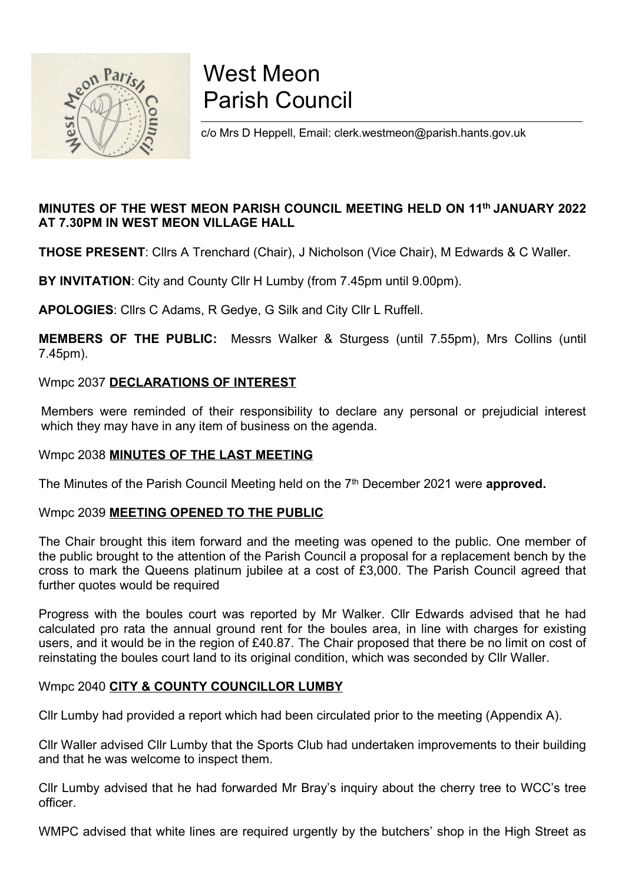# West Meon Parish Council

c/o Mrs D Heppell, Email: clerk.westmeon@parish.hants.gov.uk

**MINUTES OF THE WEST MEON PARISH COUNCIL MEETING HELD ON 11th JANUARY 2022 AT 7.30PM IN WEST MEON VILLAGE HALL**

**THOSE PRESENT**: Cllrs A Trenchard (Chair), J Nicholson (Vice Chair), M Edwards & C Waller.

**BY INVITATION**: City and County Cllr H Lumby (from 7.45pm until 9.00pm).

**APOLOGIES**: Cllrs C Adams, R Gedye, G Silk and City Cllr L Ruffell.

**MEMBERS OF THE PUBLIC:** Messrs Walker & Sturgess (until 7.55pm), Mrs Collins (until 7.45pm).

Wmpc 2037 **DECLARATIONS OF INTEREST**

Members were reminded of their responsibility to declare any personal or prejudicial interest which they may have in any item of business on the agenda.

Wmpc 2038 **MINUTES OF THE LAST MEETING**

The Minutes of the Parish Council Meeting held on the 7th December 2021 were **approved.**

Wmpc 2039 **MEETING OPENED TO THE PUBLIC**

The Chair brought this item forward and the meeting was opened to the public. One member of the public brought to the attention of the Parish Council a proposal for a replacement bench by the cross to mark the Queens platinum jubilee at a cost of £3,000. The Parish Council agreed that further quotes would be required

Progress with the boules court was reported by Mr Walker. Cllr Edwards advised that he had calculated pro rata the annual ground rent for the boules area, in line with charges for existing users, and it would be in the region of £40.87. The Chair proposed that there be no limit on cost of reinstating the boules court land to its original condition, which was seconded by Cllr Waller.

Wmpc 2040 **CITY & COUNTY COUNCILLOR LUMBY**

Cllr Lumby had provided a report which had been circulated prior to the meeting (Appendix A).

Cllr Waller advised Cllr Lumby that the Sports Club had undertaken improvements to their building and that he was welcome to inspect them.

Cllr Lumby advised that he had forwarded Mr Bray's inquiry about the cherry tree to WCC's tree officer.

WMPC advised that white lines are required urgently by the butchers' shop in the High Street as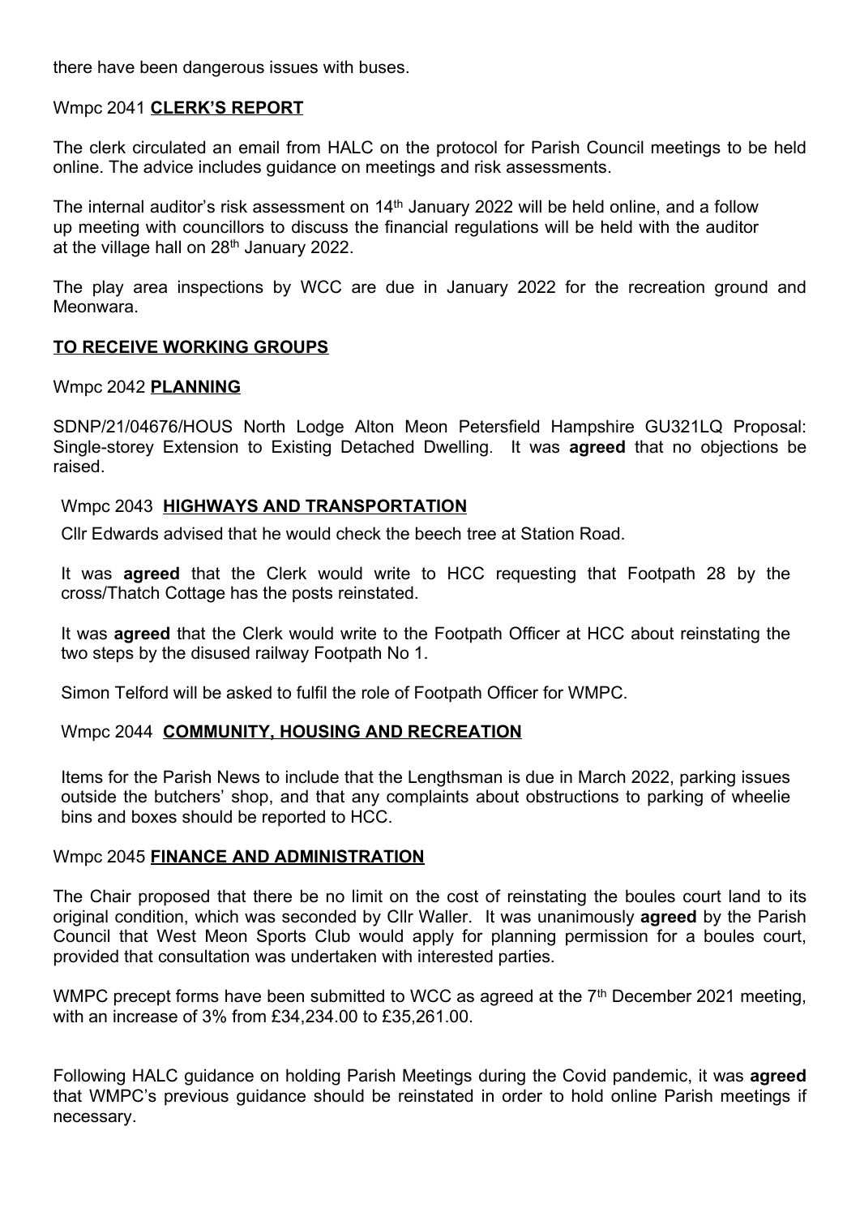there have been dangerous issues with buses.

Wmpc 2041 **CLERK'S REPORT**

The clerk circulated an email from HALC on the protocol for Parish Council meetings to be held online. The advice includes guidance on meetings and risk assessments.

The internal auditor's risk assessment on 14th January 2022 will be held online, and a follow up meeting with councillors to discuss the financial regulations will be held with the auditor at the village hall on 28th January 2022.

The play area inspections by WCC are due in January 2022 for the recreation ground and Meonwara.

**TO RECEIVE WORKING GROUPS**

Wmpc 2042 **PLANNING**

SDNP/21/04676/HOUS North Lodge Alton Meon Petersfield Hampshire GU321LQ Proposal: Single-storey Extension to Existing Detached Dwelling. It was **agreed** that no objections be raised.

Wmpc 2043 **HIGHWAYS AND TRANSPORTATION**

Cllr Edwards advised that he would check the beech tree at Station Road.

It was **agreed** that the Clerk would write to HCC requesting that Footpath 28 by the cross/Thatch Cottage has the posts reinstated.

It was **agreed** that the Clerk would write to the Footpath Officer at HCC about reinstating the two steps by the disused railway Footpath No 1.

Simon Telford will be asked to fulfil the role of Footpath Officer for WMPC.

Wmpc 2044 **COMMUNITY, HOUSING AND RECREATION**

Items for the Parish News to include that the Lengthsman is due in March 2022, parking issues outside the butchers' shop, and that any complaints about obstructions to parking of wheelie bins and boxes should be reported to HCC.

Wmpc 2045 **FINANCE AND ADMINISTRATION**

The Chair proposed that there be no limit on the cost of reinstating the boules court land to its original condition, which was seconded by Cllr Waller. It was unanimously **agreed** by the Parish Council that West Meon Sports Club would apply for planning permission for a boules court, provided that consultation was undertaken with interested parties.

WMPC precept forms have been submitted to WCC as agreed at the 7th December 2021 meeting, with an increase of 3% from £34,234.00 to £35,261.00.

Following HALC guidance on holding Parish Meetings during the Covid pandemic, it was **agreed** that WMPC's previous guidance should be reinstated in order to hold online Parish meetings if necessary.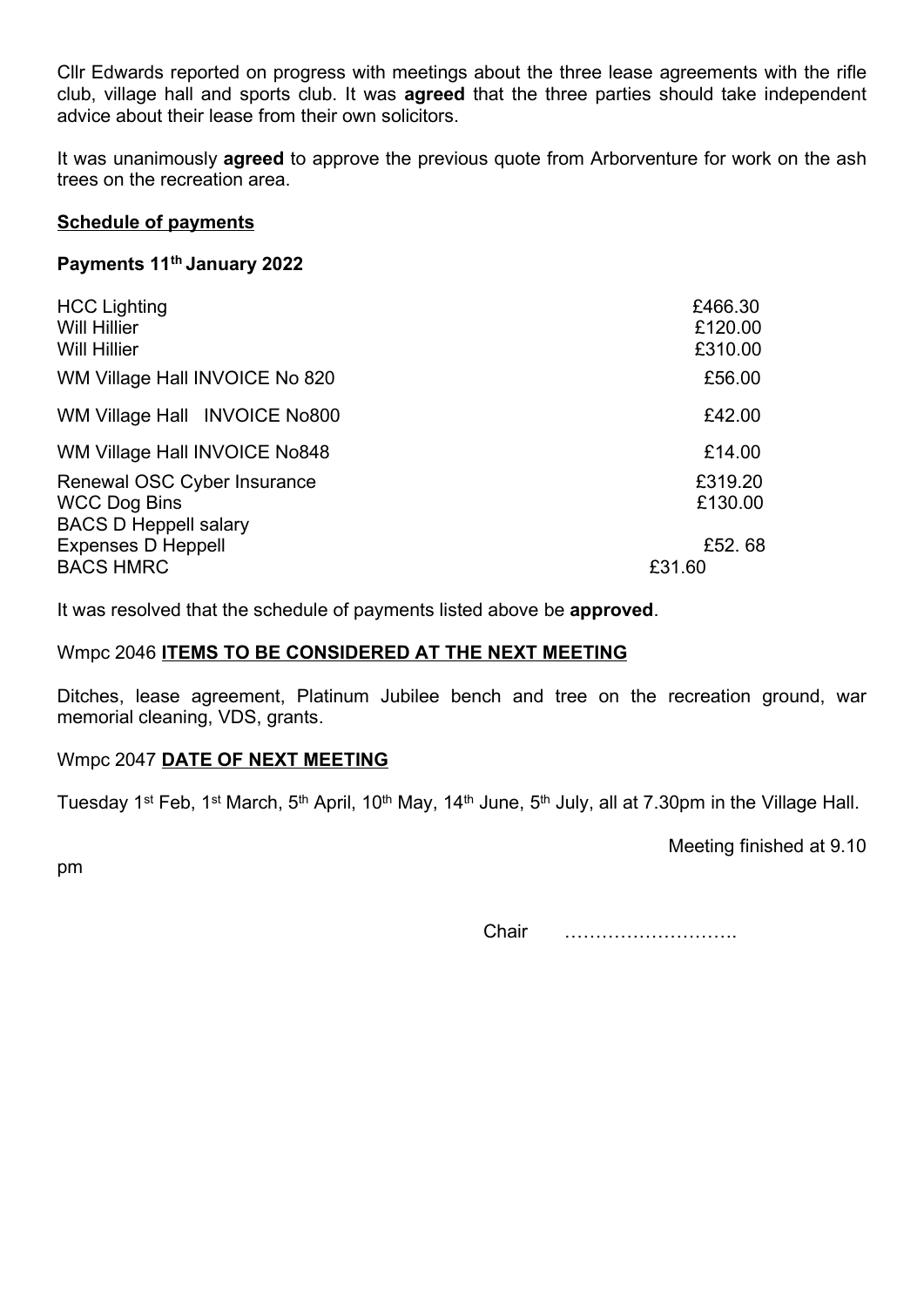Cllr Edwards reported on progress with meetings about the three lease agreements with the rifle club, village hall and sports club. It was **agreed** that the three parties should take independent advice about their lease from their own solicitors.

It was unanimously **agreed** to approve the previous quote from Arborventure for work on the ash trees on the recreation area.

**Schedule of payments**

**Payments 11th January 2022**

| | |
|---|---|
| HCC Lighting | £466.30 |
| Will Hillier | £120.00 |
| Will Hillier | £310.00 |
| WM Village Hall INVOICE No 820 | £56.00 |
| WM Village Hall INVOICE No800 | £42.00 |
| WM Village Hall INVOICE No848 | £14.00 |
| Renewal OSC Cyber Insurance | £319.20 |
| WCC Dog Bins | £130.00 |
| BACS D Heppell salary | |
| Expenses D Heppell | £52. 68 |
| BACS HMRC | £31.60 |

It was resolved that the schedule of payments listed above be **approved**.

Wmpc 2046 **ITEMS TO BE CONSIDERED AT THE NEXT MEETING**

Ditches, lease agreement, Platinum Jubilee bench and tree on the recreation ground, war memorial cleaning, VDS, grants.

Wmpc 2047 **DATE OF NEXT MEETING**

Tuesday 1st Feb, 1st March, 5th April, 10th May, 14th June, 5th July, all at 7.30pm in the Village Hall.

Meeting finished at 9.10 pm

Chair ……………………….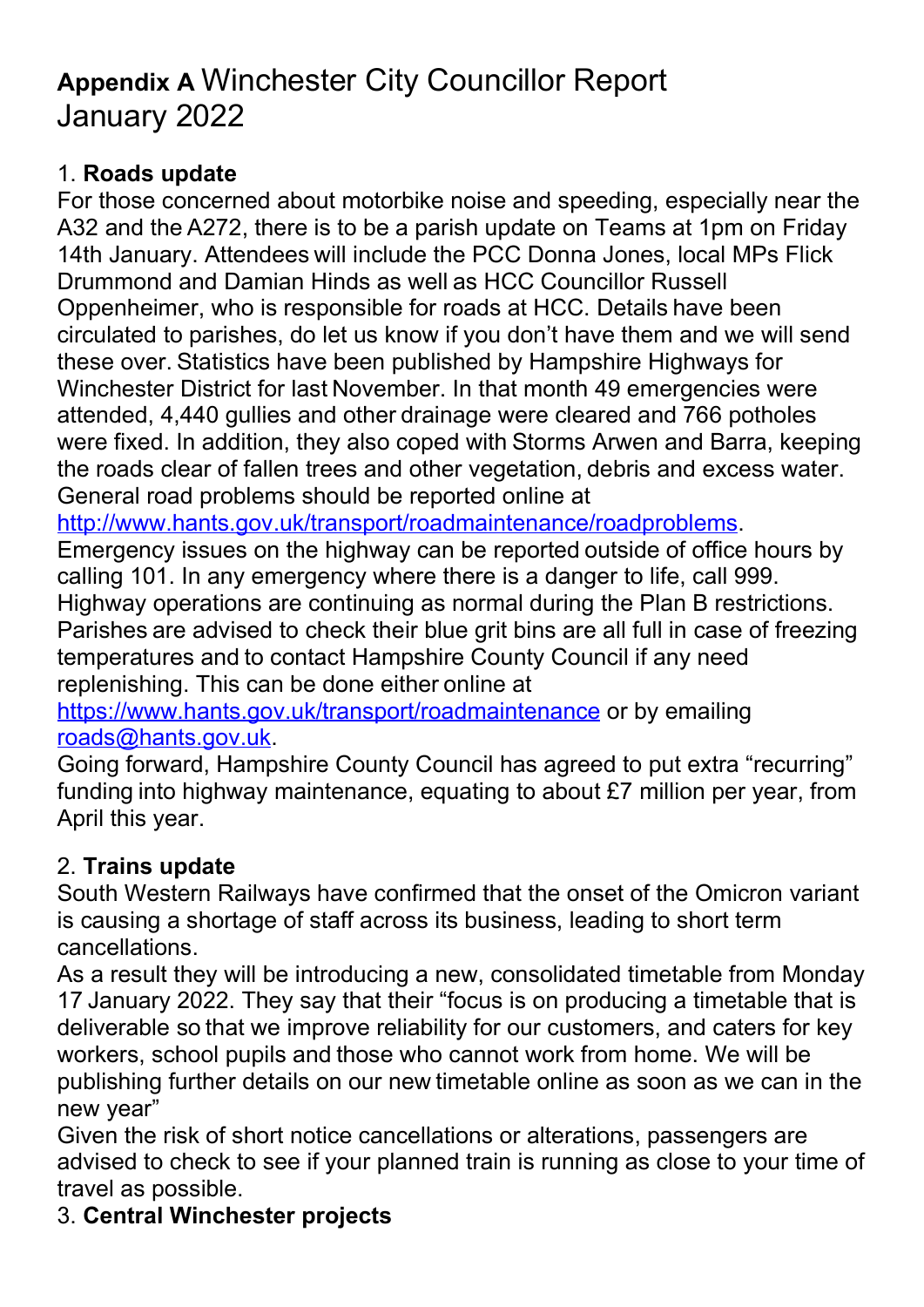# **Appendix A** Winchester City Councillor Report January 2022

1. **Roads update**

For those concerned about motorbike noise and speeding, especially near the A32 and the A272, there is to be a parish update on Teams at 1pm on Friday 14th January. Attendees will include the PCC Donna Jones, local MPs Flick Drummond and Damian Hinds as well as HCC Councillor Russell Oppenheimer, who is responsible for roads at HCC. Details have been circulated to parishes, do let us know if you don't have them and we will send these over. Statistics have been published by Hampshire Highways for Winchester District for last November. In that month 49 emergencies were attended, 4,440 gullies and other drainage were cleared and 766 potholes were fixed. In addition, they also coped with Storms Arwen and Barra, keeping the roads clear of fallen trees and other vegetation, debris and excess water. General road problems should be reported online at [http://www.hants.gov.uk/transport/roadmaintenance/roadproblems](http://www.hants.gov.uk/transport/roadmaintenance/roadproblems).

Emergency issues on the highway can be reported outside of office hours by calling 101. In any emergency where there is a danger to life, call 999. Highway operations are continuing as normal during the Plan B restrictions. Parishes are advised to check their blue grit bins are all full in case of freezing temperatures and to contact Hampshire County Council if any need replenishing. This can be done either online at [https://www.hants.gov.uk/transport/roadmaintenance](https://www.hants.gov.uk/transport/roadmaintenance) or by emailing [roads@hants.gov.uk](mailto:roads@hants.gov.uk).

Going forward, Hampshire County Council has agreed to put extra "recurring" funding into highway maintenance, equating to about £7 million per year, from April this year.

2. **Trains update**

South Western Railways have confirmed that the onset of the Omicron variant is causing a shortage of staff across its business, leading to short term cancellations.

As a result they will be introducing a new, consolidated timetable from Monday 17 January 2022. They say that their "focus is on producing a timetable that is deliverable so that we improve reliability for our customers, and caters for key workers, school pupils and those who cannot work from home. We will be publishing further details on our new timetable online as soon as we can in the new year"

Given the risk of short notice cancellations or alterations, passengers are advised to check to see if your planned train is running as close to your time of travel as possible.

3. **Central Winchester projects**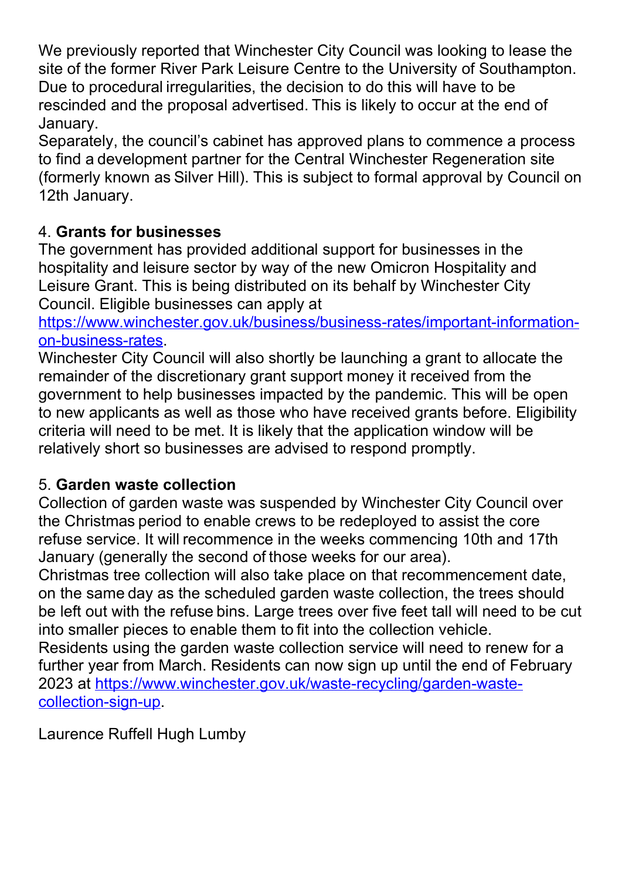We previously reported that Winchester City Council was looking to lease the site of the former River Park Leisure Centre to the University of Southampton. Due to procedural irregularities, the decision to do this will have to be rescinded and the proposal advertised. This is likely to occur at the end of January.

Separately, the council's cabinet has approved plans to commence a process to find a development partner for the Central Winchester Regeneration site (formerly known as Silver Hill). This is subject to formal approval by Council on 12th January.

4. **Grants for businesses**

The government has provided additional support for businesses in the hospitality and leisure sector by way of the new Omicron Hospitality and Leisure Grant. This is being distributed on its behalf by Winchester City Council. Eligible businesses can apply at [https://www.winchester.gov.uk/business/business-rates/important-information-on-business-rates](https://www.winchester.gov.uk/business/business-rates/important-information-on-business-rates).

Winchester City Council will also shortly be launching a grant to allocate the remainder of the discretionary grant support money it received from the government to help businesses impacted by the pandemic. This will be open to new applicants as well as those who have received grants before. Eligibility criteria will need to be met. It is likely that the application window will be relatively short so businesses are advised to respond promptly.

5. **Garden waste collection**

Collection of garden waste was suspended by Winchester City Council over the Christmas period to enable crews to be redeployed to assist the core refuse service. It will recommence in the weeks commencing 10th and 17th January (generally the second of those weeks for our area).

Christmas tree collection will also take place on that recommencement date, on the same day as the scheduled garden waste collection, the trees should be left out with the refuse bins. Large trees over five feet tall will need to be cut into smaller pieces to enable them to fit into the collection vehicle.

Residents using the garden waste collection service will need to renew for a further year from March. Residents can now sign up until the end of February 2023 at [https://www.winchester.gov.uk/waste-recycling/garden-waste-collection-sign-up](https://www.winchester.gov.uk/waste-recycling/garden-waste-collection-sign-up).

Laurence Ruffell Hugh Lumby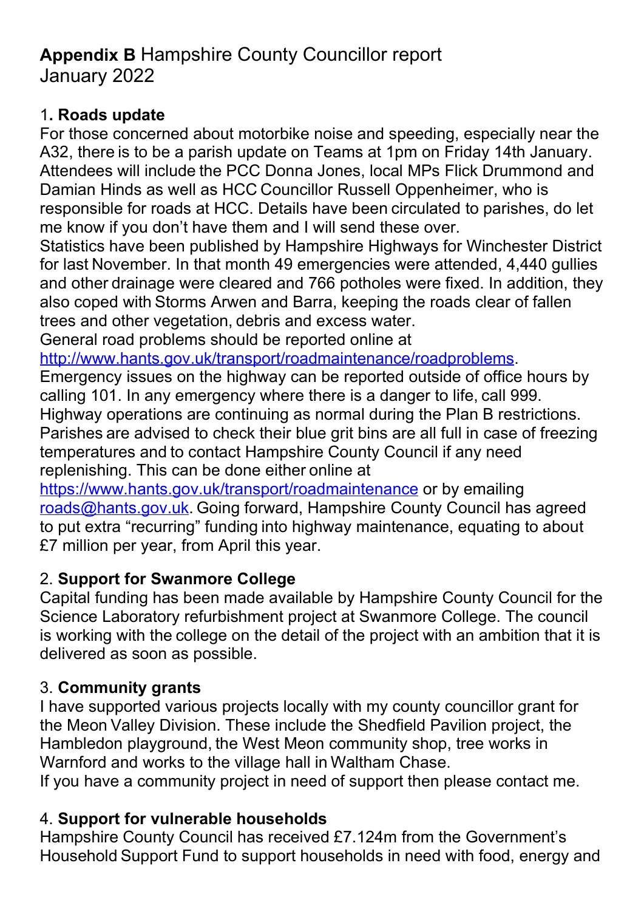# **Appendix B** Hampshire County Councillor report January 2022

## 1. **Roads update**

For those concerned about motorbike noise and speeding, especially near the A32, there is to be a parish update on Teams at 1pm on Friday 14th January. Attendees will include the PCC Donna Jones, local MPs Flick Drummond and Damian Hinds as well as HCC Councillor Russell Oppenheimer, who is responsible for roads at HCC. Details have been circulated to parishes, do let me know if you don't have them and I will send these over.

Statistics have been published by Hampshire Highways for Winchester District for last November. In that month 49 emergencies were attended, 4,440 gullies and other drainage were cleared and 766 potholes were fixed. In addition, they also coped with Storms Arwen and Barra, keeping the roads clear of fallen trees and other vegetation, debris and excess water.

General road problems should be reported online at [http://www.hants.gov.uk/transport/roadmaintenance/roadproblems](http://www.hants.gov.uk/transport/roadmaintenance/roadproblems).

Emergency issues on the highway can be reported outside of office hours by calling 101. In any emergency where there is a danger to life, call 999.

Highway operations are continuing as normal during the Plan B restrictions. Parishes are advised to check their blue grit bins are all full in case of freezing temperatures and to contact Hampshire County Council if any need replenishing. This can be done either online at [https://www.hants.gov.uk/transport/roadmaintenance](https://www.hants.gov.uk/transport/roadmaintenance) or by emailing [roads@hants.gov.uk](mailto:roads@hants.gov.uk). Going forward, Hampshire County Council has agreed to put extra "recurring" funding into highway maintenance, equating to about £7 million per year, from April this year.

## 2. **Support for Swanmore College**

Capital funding has been made available by Hampshire County Council for the Science Laboratory refurbishment project at Swanmore College. The council is working with the college on the detail of the project with an ambition that it is delivered as soon as possible.

## 3. **Community grants**

I have supported various projects locally with my county councillor grant for the Meon Valley Division. These include the Shedfield Pavilion project, the Hambledon playground, the West Meon community shop, tree works in Warnford and works to the village hall in Waltham Chase.

If you have a community project in need of support then please contact me.

## 4. **Support for vulnerable households**

Hampshire County Council has received £7.124m from the Government's Household Support Fund to support households in need with food, energy and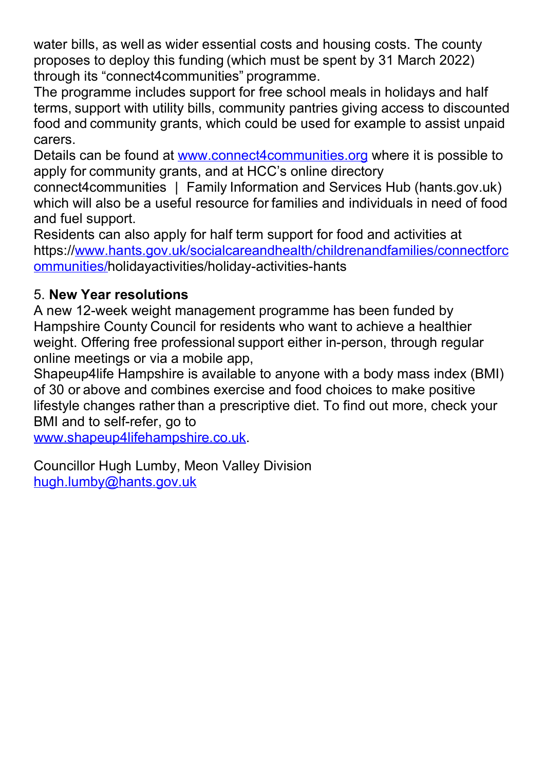water bills, as well as wider essential costs and housing costs. The county proposes to deploy this funding (which must be spent by 31 March 2022) through its "connect4communities" programme.

The programme includes support for free school meals in holidays and half terms, support with utility bills, community pantries giving access to discounted food and community grants, which could be used for example to assist unpaid carers.

Details can be found at www.connect4communities.org where it is possible to apply for community grants, and at HCC's online directory connect4communities | Family Information and Services Hub (hants.gov.uk) which will also be a useful resource for families and individuals in need of food and fuel support.

Residents can also apply for half term support for food and activities at https://www.hants.gov.uk/socialcareandhealth/childrenandfamilies/connectforcommunities/holidayactivities/holiday-activities-hants

5. **New Year resolutions**

A new 12-week weight management programme has been funded by Hampshire County Council for residents who want to achieve a healthier weight. Offering free professional support either in-person, through regular online meetings or via a mobile app,

Shapeup4life Hampshire is available to anyone with a body mass index (BMI) of 30 or above and combines exercise and food choices to make positive lifestyle changes rather than a prescriptive diet. To find out more, check your BMI and to self-refer, go to www.shapeup4lifehampshire.co.uk.

Councillor Hugh Lumby, Meon Valley Division
hugh.lumby@hants.gov.uk